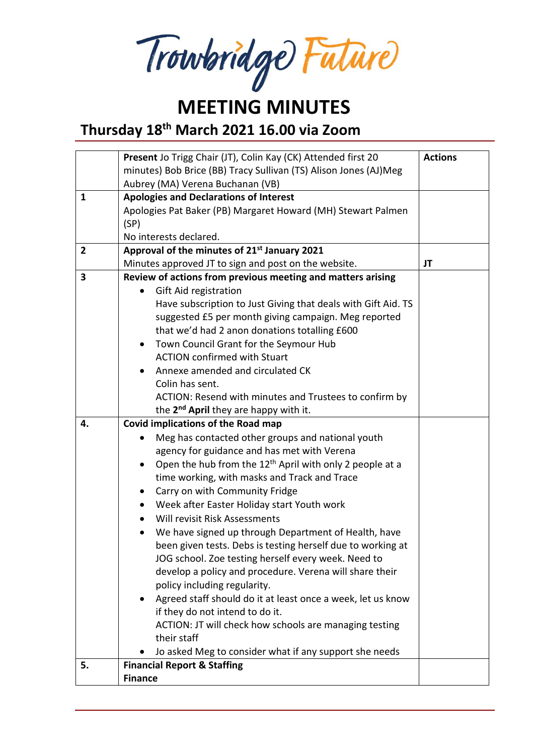Trowbridge Future

# MEETING MINUTES

## Thursday 18th March 2021 16.00 via Zoom

| | | Actions |
|---|---|---|
| | **Present** Jo Trigg Chair (JT), Colin Kay (CK) Attended first 20 minutes) Bob Brice (BB) Tracy Sullivan (TS) Alison Jones (AJ)Meg Aubrey (MA) Verena Buchanan (VB) | |
| 1 | **Apologies and Declarations of Interest**<br>Apologies Pat Baker (PB) Margaret Howard (MH) Stewart Palmen (SP)<br>No interests declared. | |
| 2 | **Approval of the minutes of 21st January 2021**<br>Minutes approved JT to sign and post on the website. | **JT** |
| 3 | **Review of actions from previous meeting and matters arising**<br>• Gift Aid registration<br>Have subscription to Just Giving that deals with Gift Aid. TS suggested £5 per month giving campaign. Meg reported that we'd had 2 anon donations totalling £600<br>• Town Council Grant for the Seymour Hub<br>ACTION confirmed with Stuart<br>• Annexe amended and circulated CK<br>Colin has sent.<br>ACTION: Resend with minutes and Trustees to confirm by the **2nd April** they are happy with it. | |
| 4. | **Covid implications of the Road map**<br>• Meg has contacted other groups and national youth agency for guidance and has met with Verena<br>• Open the hub from the 12th April with only 2 people at a time working, with masks and Track and Trace<br>• Carry on with Community Fridge<br>• Week after Easter Holiday start Youth work<br>• Will revisit Risk Assessments<br>• We have signed up through Department of Health, have been given tests. Debs is testing herself due to working at JOG school. Zoe testing herself every week. Need to develop a policy and procedure. Verena will share their policy including regularity.<br>• Agreed staff should do it at least once a week, let us know if they do not intend to do it.<br>ACTION: JT will check how schools are managing testing their staff<br>• Jo asked Meg to consider what if any support she needs | |
| 5. | **Financial Report & Staffing**<br>**Finance** | |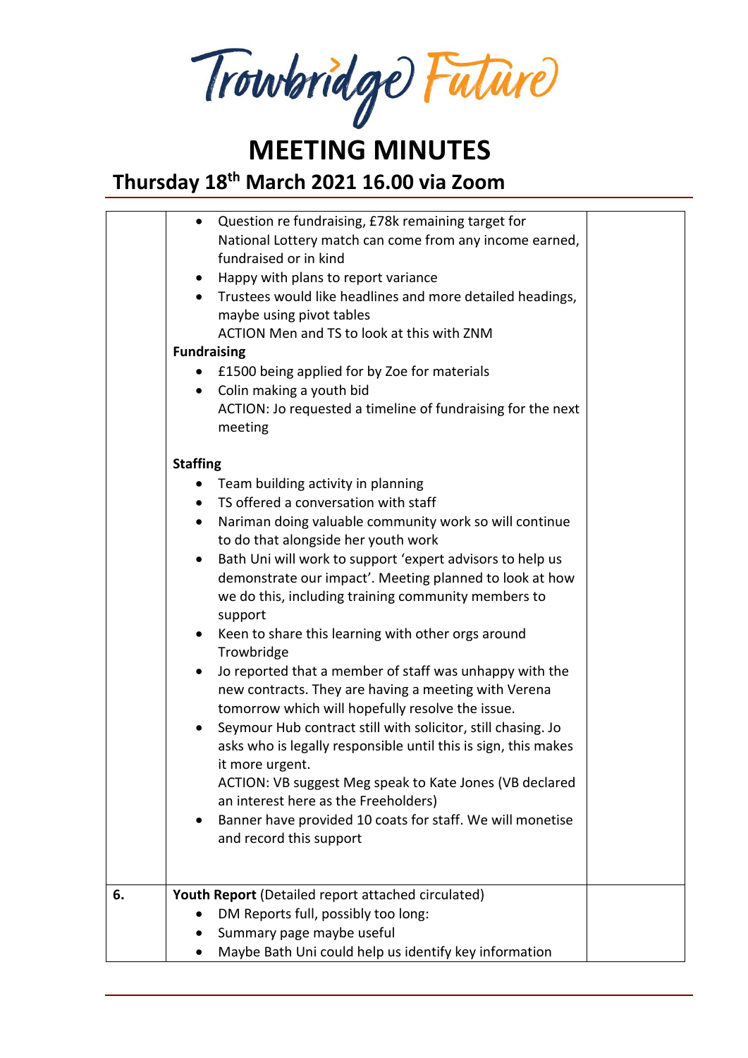# MEETING MINUTES

## Thursday 18th March 2021 16.00 via Zoom

| | | |
|---|---|---|
| | • Question re fundraising, £78k remaining target for National Lottery match can come from any income earned, fundraised or in kind<br>• Happy with plans to report variance<br>• Trustees would like headlines and more detailed headings, maybe using pivot tables<br>ACTION Men and TS to look at this with ZNM<br>**Fundraising**<br>• £1500 being applied for by Zoe for materials<br>• Colin making a youth bid<br>ACTION: Jo requested a timeline of fundraising for the next meeting<br><br>**Staffing**<br>• Team building activity in planning<br>• TS offered a conversation with staff<br>• Nariman doing valuable community work so will continue to do that alongside her youth work<br>• Bath Uni will work to support 'expert advisors to help us demonstrate our impact'. Meeting planned to look at how we do this, including training community members to support<br>• Keen to share this learning with other orgs around Trowbridge<br>• Jo reported that a member of staff was unhappy with the new contracts. They are having a meeting with Verena tomorrow which will hopefully resolve the issue.<br>• Seymour Hub contract still with solicitor, still chasing. Jo asks who is legally responsible until this is sign, this makes it more urgent.<br>ACTION: VB suggest Meg speak to Kate Jones (VB declared an interest here as the Freeholders)<br>• Banner have provided 10 coats for staff. We will monetise and record this support | |
| 6. | **Youth Report** (Detailed report attached circulated)<br>• DM Reports full, possibly too long:<br>• Summary page maybe useful<br>• Maybe Bath Uni could help us identify key information | |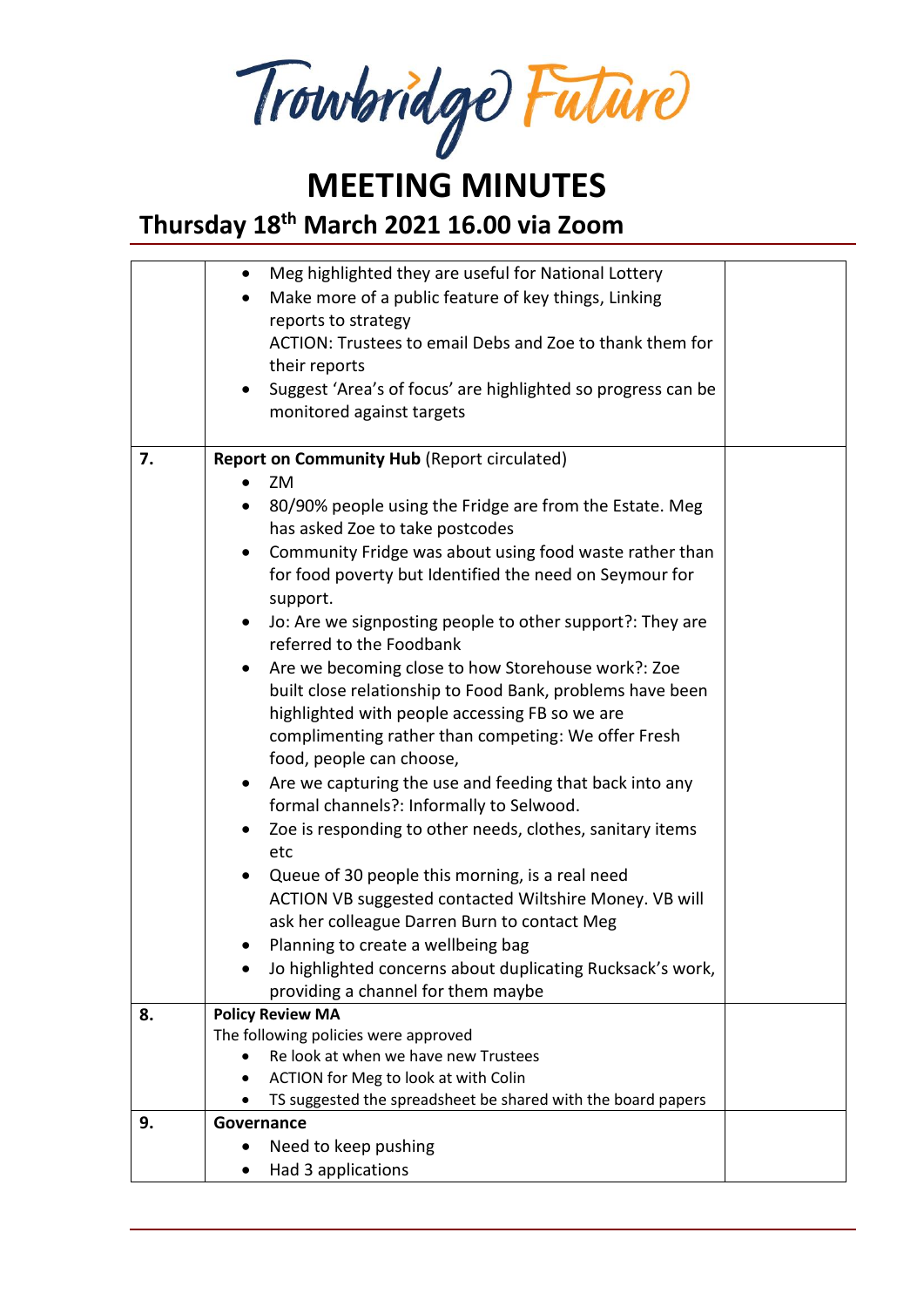# Trowbridge Future

# MEETING MINUTES

## Thursday 18th March 2021 16.00 via Zoom

| | | |
|---|---|---|
| | • Meg highlighted they are useful for National Lottery<br>• Make more of a public feature of key things, Linking reports to strategy<br>ACTION: Trustees to email Debs and Zoe to thank them for their reports<br>• Suggest 'Area's of focus' are highlighted so progress can be monitored against targets | |
| 7. | **Report on Community Hub** (Report circulated)<br>• ZM<br>• 80/90% people using the Fridge are from the Estate. Meg has asked Zoe to take postcodes<br>• Community Fridge was about using food waste rather than for food poverty but Identified the need on Seymour for support.<br>• Jo: Are we signposting people to other support?: They are referred to the Foodbank<br>• Are we becoming close to how Storehouse work?: Zoe built close relationship to Food Bank, problems have been highlighted with people accessing FB so we are complimenting rather than competing: We offer Fresh food, people can choose,<br>• Are we capturing the use and feeding that back into any formal channels?: Informally to Selwood.<br>• Zoe is responding to other needs, clothes, sanitary items etc<br>• Queue of 30 people this morning, is a real need<br>ACTION VB suggested contacted Wiltshire Money. VB will ask her colleague Darren Burn to contact Meg<br>• Planning to create a wellbeing bag<br>• Jo highlighted concerns about duplicating Rucksack's work, providing a channel for them maybe | |
| 8. | **Policy Review MA**<br>The following policies were approved<br>• Re look at when we have new Trustees<br>• ACTION for Meg to look at with Colin<br>• TS suggested the spreadsheet be shared with the board papers | |
| 9. | **Governance**<br>• Need to keep pushing<br>• Had 3 applications | |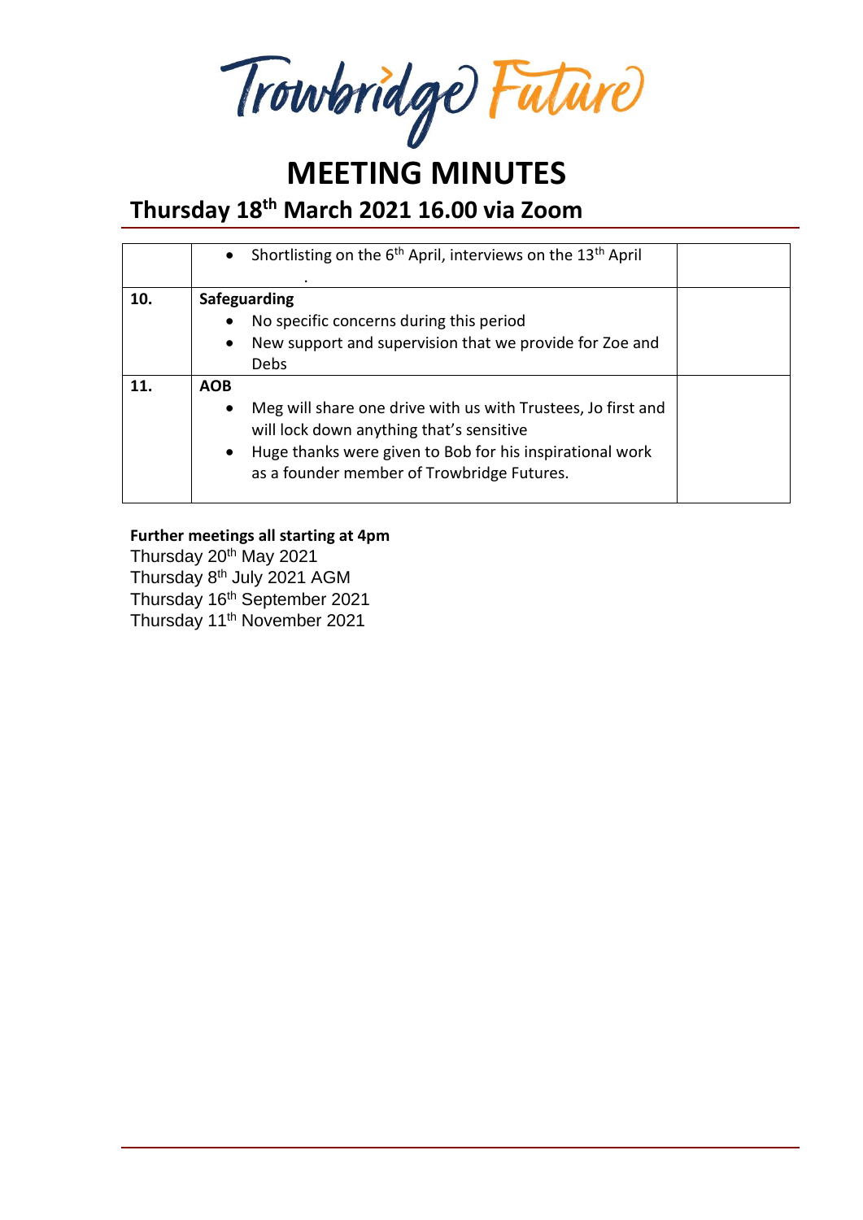Trowbridge Future

# MEETING MINUTES

## Thursday 18th March 2021 16.00 via Zoom

| | | |
|---|---|---|
| | • Shortlisting on the 6th April, interviews on the 13th April<br>. | |
| **10.** | **Safeguarding**<br>• No specific concerns during this period<br>• New support and supervision that we provide for Zoe and Debs | |
| **11.** | **AOB**<br>• Meg will share one drive with us with Trustees, Jo first and will lock down anything that's sensitive<br>• Huge thanks were given to Bob for his inspirational work as a founder member of Trowbridge Futures. | |

**Further meetings all starting at 4pm**

Thursday 20th May 2021
Thursday 8th July 2021 AGM
Thursday 16th September 2021
Thursday 11th November 2021